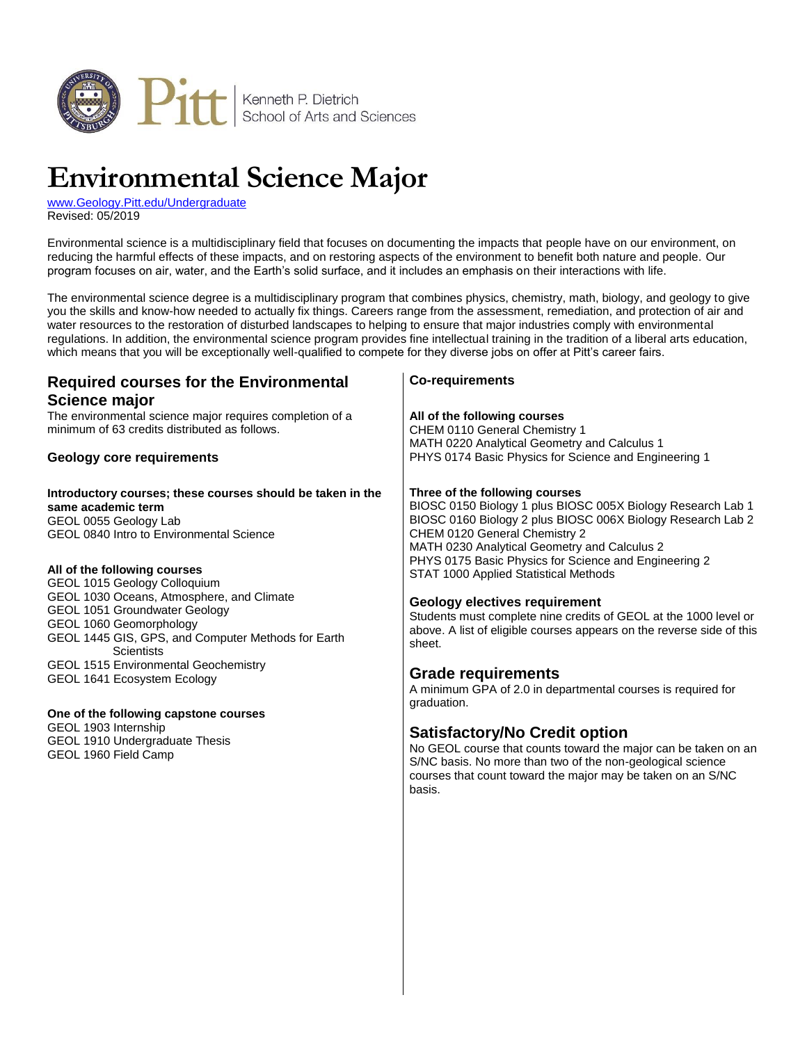Kenneth P. Dietrich School of Arts and Sciences

# Environmental Science Major

www.Geology.Pitt.edu/Undergraduate
Revised: 05/2019

Environmental science is a multidisciplinary field that focuses on documenting the impacts that people have on our environment, on reducing the harmful effects of these impacts, and on restoring aspects of the environment to benefit both nature and people. Our program focuses on air, water, and the Earth's solid surface, and it includes an emphasis on their interactions with life.

The environmental science degree is a multidisciplinary program that combines physics, chemistry, math, biology, and geology to give you the skills and know-how needed to actually fix things. Careers range from the assessment, remediation, and protection of air and water resources to the restoration of disturbed landscapes to helping to ensure that major industries comply with environmental regulations. In addition, the environmental science program provides fine intellectual training in the tradition of a liberal arts education, which means that you will be exceptionally well-qualified to compete for they diverse jobs on offer at Pitt's career fairs.

## Required courses for the Environmental Science major

The environmental science major requires completion of a minimum of 63 credits distributed as follows.

### Geology core requirements

**Introductory courses; these courses should be taken in the same academic term**

GEOL 0055 Geology Lab
GEOL 0840 Intro to Environmental Science

**All of the following courses**

GEOL 1015 Geology Colloquium
GEOL 1030 Oceans, Atmosphere, and Climate
GEOL 1051 Groundwater Geology
GEOL 1060 Geomorphology
GEOL 1445 GIS, GPS, and Computer Methods for Earth Scientists
GEOL 1515 Environmental Geochemistry
GEOL 1641 Ecosystem Ecology

**One of the following capstone courses**

GEOL 1903 Internship
GEOL 1910 Undergraduate Thesis
GEOL 1960 Field Camp

### Co-requirements

**All of the following courses**

CHEM 0110 General Chemistry 1
MATH 0220 Analytical Geometry and Calculus 1
PHYS 0174 Basic Physics for Science and Engineering 1

**Three of the following courses**

BIOSC 0150 Biology 1 plus BIOSC 005X Biology Research Lab 1
BIOSC 0160 Biology 2 plus BIOSC 006X Biology Research Lab 2
CHEM 0120 General Chemistry 2
MATH 0230 Analytical Geometry and Calculus 2
PHYS 0175 Basic Physics for Science and Engineering 2
STAT 1000 Applied Statistical Methods

### Geology electives requirement

Students must complete nine credits of GEOL at the 1000 level or above. A list of eligible courses appears on the reverse side of this sheet.

## Grade requirements

A minimum GPA of 2.0 in departmental courses is required for graduation.

## Satisfactory/No Credit option

No GEOL course that counts toward the major can be taken on an S/NC basis. No more than two of the non-geological science courses that count toward the major may be taken on an S/NC basis.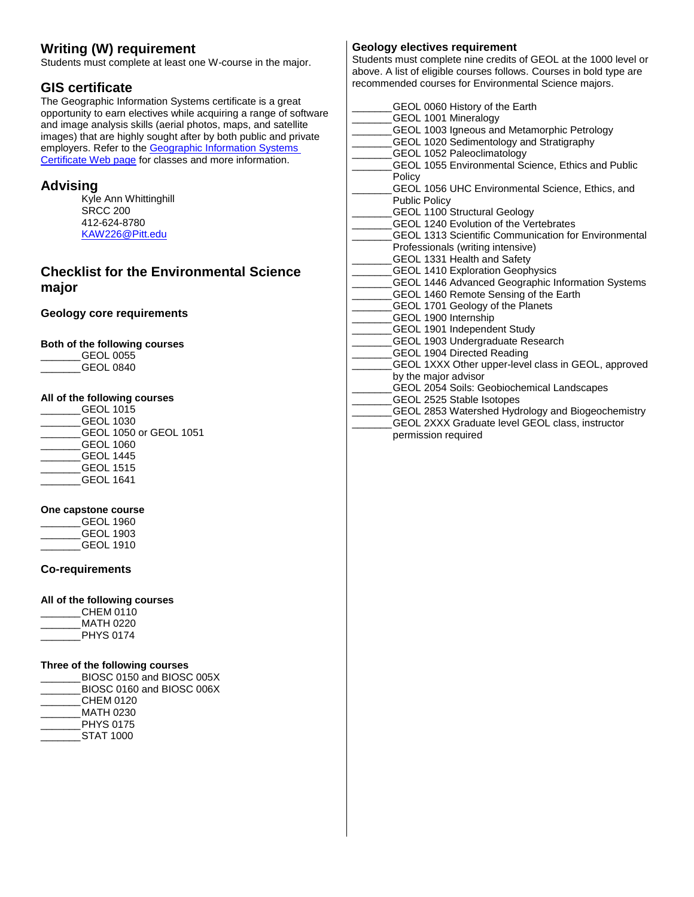## Writing (W) requirement

Students must complete at least one W-course in the major.

## GIS certificate

The Geographic Information Systems certificate is a great opportunity to earn electives while acquiring a range of software and image analysis skills (aerial photos, maps, and satellite images) that are highly sought after by both public and private employers. Refer to the [Geographic Information Systems Certificate Web page]() for classes and more information.

## Advising

Kyle Ann Whittinghill
SRCC 200
412-624-8780
KAW226@Pitt.edu

## Checklist for the Environmental Science major

### Geology core requirements

**Both of the following courses**

_______GEOL 0055
_______GEOL 0840

**All of the following courses**

_______GEOL 1015
_______GEOL 1030
_______GEOL 1050 or GEOL 1051
_______GEOL 1060
_______GEOL 1445
_______GEOL 1515
_______GEOL 1641

**One capstone course**

_______GEOL 1960
_______GEOL 1903
_______GEOL 1910

### Co-requirements

**All of the following courses**

_______CHEM 0110
_______MATH 0220
_______PHYS 0174

**Three of the following courses**

_______BIOSC 0150 and BIOSC 005X
_______BIOSC 0160 and BIOSC 006X
_______CHEM 0120
_______MATH 0230
_______PHYS 0175
_______STAT 1000

### Geology electives requirement

Students must complete nine credits of GEOL at the 1000 level or above. A list of eligible courses follows. Courses in bold type are recommended courses for Environmental Science majors.

_______GEOL 0060 History of the Earth
_______GEOL 1001 Mineralogy
_______GEOL 1003 Igneous and Metamorphic Petrology
_______GEOL 1020 Sedimentology and Stratigraphy
_______GEOL 1052 Paleoclimatology
_______GEOL 1055 Environmental Science, Ethics and Public Policy
_______GEOL 1056 UHC Environmental Science, Ethics, and Public Policy
_______GEOL 1100 Structural Geology
_______GEOL 1240 Evolution of the Vertebrates
_______GEOL 1313 Scientific Communication for Environmental Professionals (writing intensive)
_______GEOL 1331 Health and Safety
_______GEOL 1410 Exploration Geophysics
_______GEOL 1446 Advanced Geographic Information Systems
_______GEOL 1460 Remote Sensing of the Earth
_______GEOL 1701 Geology of the Planets
_______GEOL 1900 Internship
_______GEOL 1901 Independent Study
_______GEOL 1903 Undergraduate Research
_______GEOL 1904 Directed Reading
_______GEOL 1XXX Other upper-level class in GEOL, approved by the major advisor
_______GEOL 2054 Soils: Geobiochemical Landscapes
_______GEOL 2525 Stable Isotopes
_______GEOL 2853 Watershed Hydrology and Biogeochemistry
_______GEOL 2XXX Graduate level GEOL class, instructor permission required